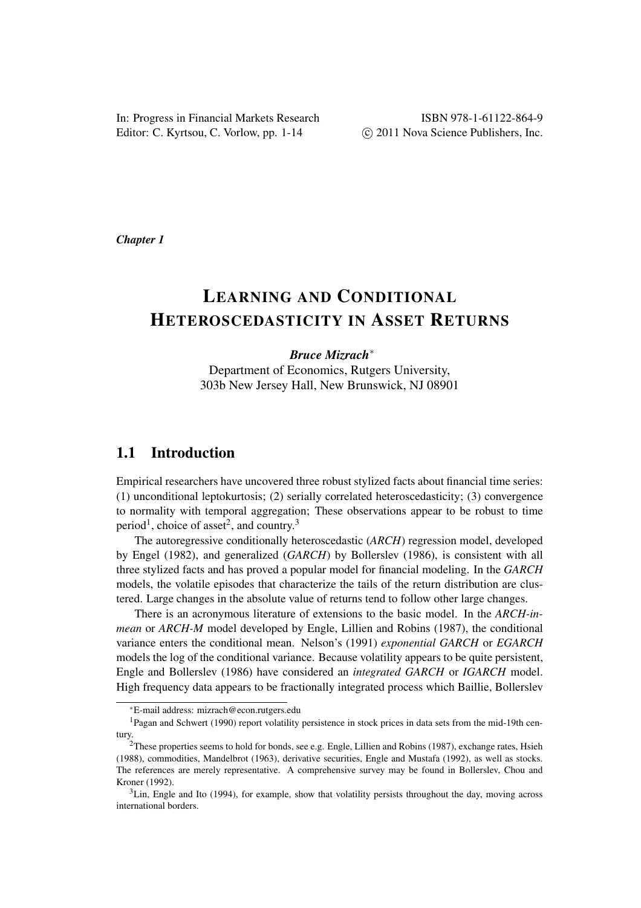In: Progress in Financial Markets Research
Editor: C. Kyrtsou, C. Vorlow, pp. 1-14

ISBN 978-1-61122-864-9
© 2011 Nova Science Publishers, Inc.

***Chapter 1***

# LEARNING AND CONDITIONAL HETEROSCEDASTICITY IN ASSET RETURNS

***Bruce Mizrach****
Department of Economics, Rutgers University,
303b New Jersey Hall, New Brunswick, NJ 08901

## 1.1 Introduction

Empirical researchers have uncovered three robust stylized facts about financial time series: (1) unconditional leptokurtosis; (2) serially correlated heteroscedasticity; (3) convergence to normality with temporal aggregation; These observations appear to be robust to time period[1], choice of asset[2], and country.[3]

The autoregressive conditionally heteroscedastic (*ARCH*) regression model, developed by Engel (1982), and generalized (*GARCH*) by Bollerslev (1986), is consistent with all three stylized facts and has proved a popular model for financial modeling. In the *GARCH* models, the volatile episodes that characterize the tails of the return distribution are clustered. Large changes in the absolute value of returns tend to follow other large changes.

There is an acronymous literature of extensions to the basic model. In the *ARCH-in-mean* or *ARCH-M* model developed by Engle, Lillien and Robins (1987), the conditional variance enters the conditional mean. Nelson's (1991) *exponential GARCH* or *EGARCH* models the log of the conditional variance. Because volatility appears to be quite persistent, Engle and Bollerslev (1986) have considered an *integrated GARCH* or *IGARCH* model. High frequency data appears to be fractionally integrated process which Baillie, Bollerslev

---

*E-mail address: mizrach@econ.rutgers.edu

[1] Pagan and Schwert (1990) report volatility persistence in stock prices in data sets from the mid-19th century.

[2] These properties seems to hold for bonds, see e.g. Engle, Lillien and Robins (1987), exchange rates, Hsieh (1988), commodities, Mandelbrot (1963), derivative securities, Engle and Mustafa (1992), as well as stocks. The references are merely representative. A comprehensive survey may be found in Bollerslev, Chou and Kroner (1992).

[3] Lin, Engle and Ito (1994), for example, show that volatility persists throughout the day, moving across international borders.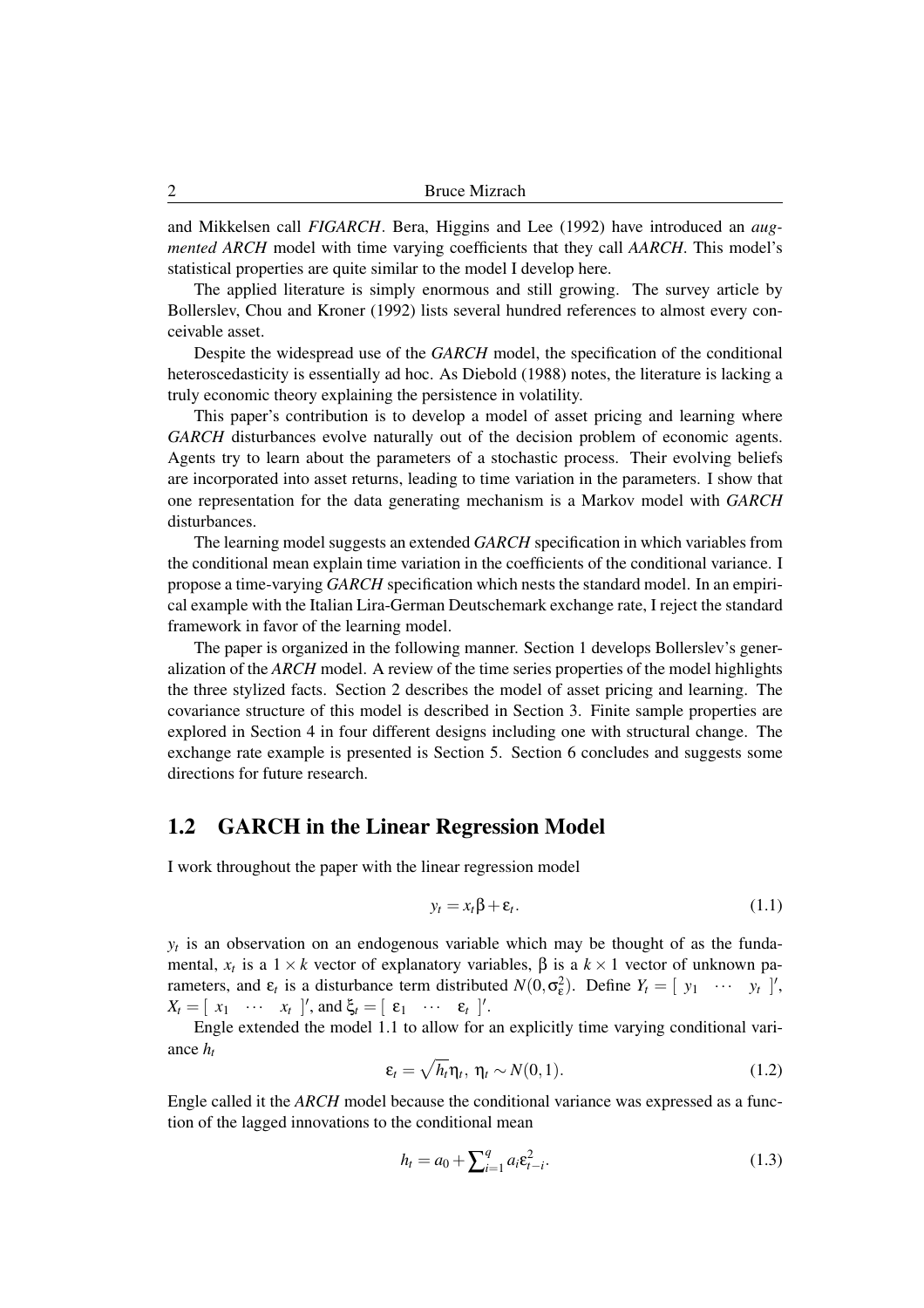and Mikkelsen call *FIGARCH*. Bera, Higgins and Lee (1992) have introduced an *augmented ARCH* model with time varying coefficients that they call *AARCH*. This model's statistical properties are quite similar to the model I develop here.

The applied literature is simply enormous and still growing. The survey article by Bollerslev, Chou and Kroner (1992) lists several hundred references to almost every conceivable asset.

Despite the widespread use of the *GARCH* model, the specification of the conditional heteroscedasticity is essentially ad hoc. As Diebold (1988) notes, the literature is lacking a truly economic theory explaining the persistence in volatility.

This paper's contribution is to develop a model of asset pricing and learning where *GARCH* disturbances evolve naturally out of the decision problem of economic agents. Agents try to learn about the parameters of a stochastic process. Their evolving beliefs are incorporated into asset returns, leading to time variation in the parameters. I show that one representation for the data generating mechanism is a Markov model with *GARCH* disturbances.

The learning model suggests an extended *GARCH* specification in which variables from the conditional mean explain time variation in the coefficients of the conditional variance. I propose a time-varying *GARCH* specification which nests the standard model. In an empirical example with the Italian Lira-German Deutschemark exchange rate, I reject the standard framework in favor of the learning model.

The paper is organized in the following manner. Section 1 develops Bollerslev's generalization of the *ARCH* model. A review of the time series properties of the model highlights the three stylized facts. Section 2 describes the model of asset pricing and learning. The covariance structure of this model is described in Section 3. Finite sample properties are explored in Section 4 in four different designs including one with structural change. The exchange rate example is presented is Section 5. Section 6 concludes and suggests some directions for future research.

## 1.2 GARCH in the Linear Regression Model

I work throughout the paper with the linear regression model

$$y_t = x_t\beta + \varepsilon_t. \tag{1.1}$$

$y_t$ is an observation on an endogenous variable which may be thought of as the fundamental, $x_t$ is a $1 \times k$ vector of explanatory variables, $\beta$ is a $k \times 1$ vector of unknown parameters, and $\varepsilon_t$ is a disturbance term distributed $N(0, \sigma_\varepsilon^2)$. Define $Y_t = [\, y_1 \;\; \cdots \;\; y_t \,]'$, $X_t = [\, x_1 \;\; \cdots \;\; x_t \,]'$, and $\xi_t = [\, \varepsilon_1 \;\; \cdots \;\; \varepsilon_t \,]'$.

Engle extended the model 1.1 to allow for an explicitly time varying conditional variance $h_t$

$$\varepsilon_t = \sqrt{h_t}\eta_t,\; \eta_t \sim N(0,1). \tag{1.2}$$

Engle called it the *ARCH* model because the conditional variance was expressed as a function of the lagged innovations to the conditional mean

$$h_t = a_0 + \sum\nolimits_{i=1}^{q} a_i \varepsilon_{t-i}^2. \tag{1.3}$$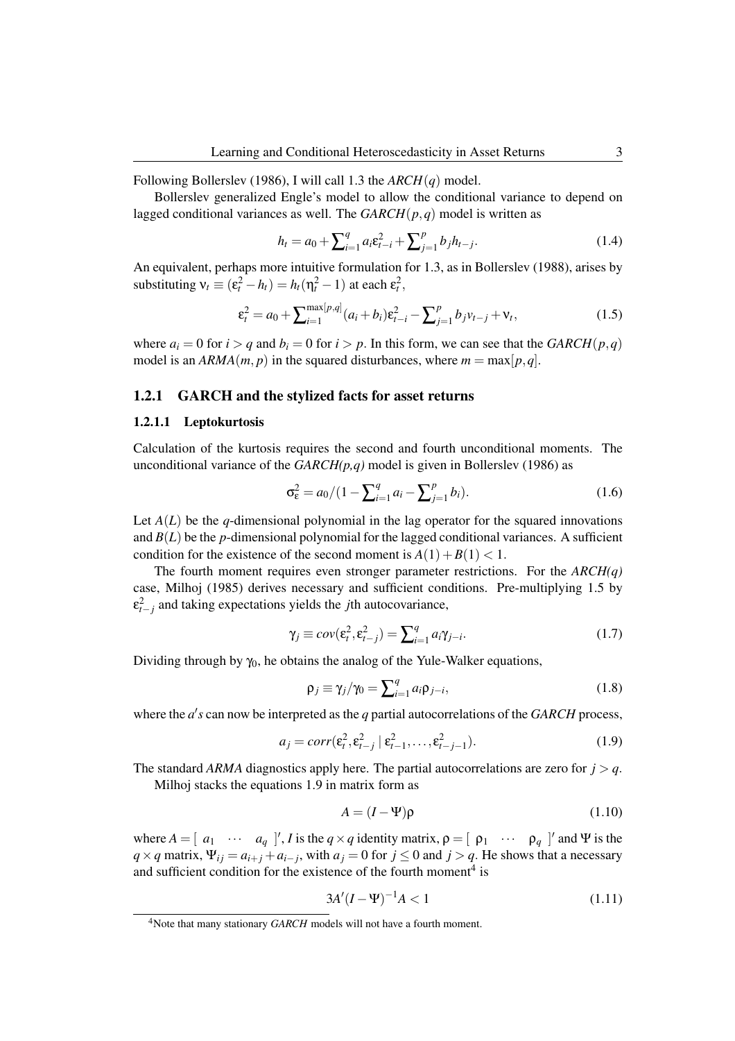Following Bollerslev (1986), I will call 1.3 the $ARCH(q)$ model.

Bollerslev generalized Engle's model to allow the conditional variance to depend on lagged conditional variances as well. The $GARCH(p,q)$ model is written as

$$h_t = a_0 + \sum_{i=1}^{q} a_i \varepsilon_{t-i}^2 + \sum_{j=1}^{p} b_j h_{t-j}. \tag{1.4}$$

An equivalent, perhaps more intuitive formulation for 1.3, as in Bollerslev (1988), arises by substituting $\nu_t \equiv (\varepsilon_t^2 - h_t) = h_t(\eta_t^2 - 1)$ at each $\varepsilon_t^2$,

$$\varepsilon_t^2 = a_0 + \sum_{i=1}^{\max[p,q]} (a_i + b_i)\varepsilon_{t-i}^2 - \sum_{j=1}^{p} b_j \nu_{t-j} + \nu_t, \tag{1.5}$$

where $a_i = 0$ for $i > q$ and $b_i = 0$ for $i > p$. In this form, we can see that the $GARCH(p,q)$ model is an $ARMA(m,p)$ in the squared disturbances, where $m = \max[p,q]$.

### 1.2.1 GARCH and the stylized facts for asset returns

#### 1.2.1.1 Leptokurtosis

Calculation of the kurtosis requires the second and fourth unconditional moments. The unconditional variance of the *GARCH(p,q)* model is given in Bollerslev (1986) as

$$\sigma_\varepsilon^2 = a_0 / (1 - \sum_{i=1}^{q} a_i - \sum_{j=1}^{p} b_i). \tag{1.6}$$

Let $A(L)$ be the $q$-dimensional polynomial in the lag operator for the squared innovations and $B(L)$ be the $p$-dimensional polynomial for the lagged conditional variances. A sufficient condition for the existence of the second moment is $A(1) + B(1) < 1$.

The fourth moment requires even stronger parameter restrictions. For the *ARCH(q)* case, Milhoj (1985) derives necessary and sufficient conditions. Pre-multiplying 1.5 by $\varepsilon_{t-j}^2$ and taking expectations yields the $j$th autocovariance,

$$\gamma_j \equiv cov(\varepsilon_t^2, \varepsilon_{t-j}^2) = \sum_{i=1}^{q} a_i \gamma_{j-i}. \tag{1.7}$$

Dividing through by $\gamma_0$, he obtains the analog of the Yule-Walker equations,

$$\rho_j \equiv \gamma_j / \gamma_0 = \sum_{i=1}^{q} a_i \rho_{j-i}, \tag{1.8}$$

where the $a's$ can now be interpreted as the $q$ partial autocorrelations of the *GARCH* process,

$$a_j = corr(\varepsilon_t^2, \varepsilon_{t-j}^2 \mid \varepsilon_{t-1}^2, \ldots, \varepsilon_{t-j-1}^2). \tag{1.9}$$

The standard *ARMA* diagnostics apply here. The partial autocorrelations are zero for $j > q$.

Milhoj stacks the equations 1.9 in matrix form as

$$A = (I - \Psi)\rho \tag{1.10}$$

where $A = [\begin{array}{ccc} a_1 & \cdots & a_q \end{array}]'$, $I$ is the $q \times q$ identity matrix, $\rho = [\begin{array}{ccc} \rho_1 & \cdots & \rho_q \end{array}]'$ and $\Psi$ is the $q \times q$ matrix, $\Psi_{ij} = a_{i+j} + a_{i-j}$, with $a_j = 0$ for $j \leq 0$ and $j > q$. He shows that a necessary and sufficient condition for the existence of the fourth moment[4] is

$$3A'(I - \Psi)^{-1} A < 1 \tag{1.11}$$

[4] Note that many stationary *GARCH* models will not have a fourth moment.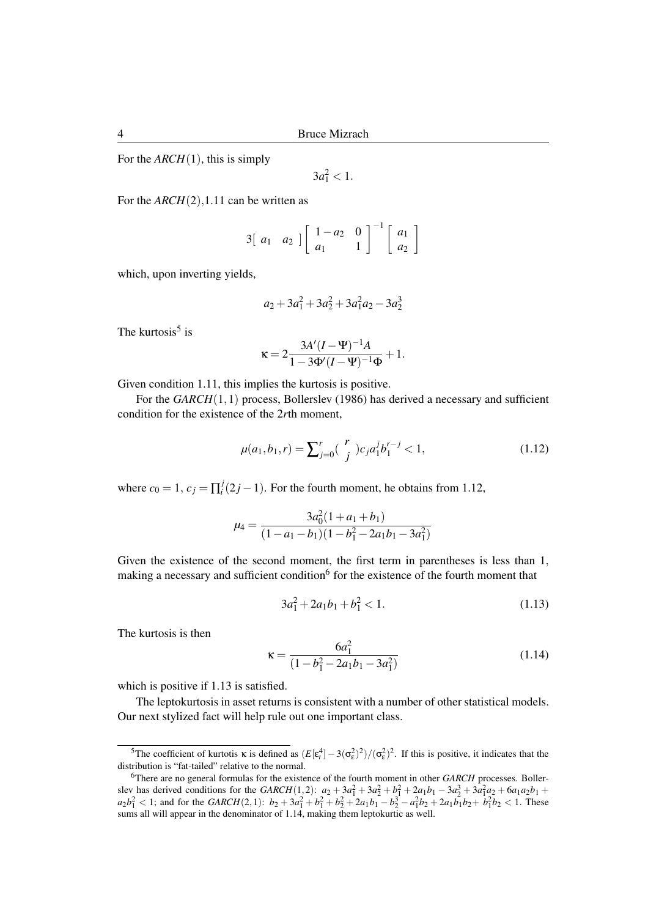For the $ARCH(1)$, this is simply

$$3a_1^2 < 1.$$

For the $ARCH(2)$,1.11 can be written as

$$3\begin{bmatrix} a_1 & a_2 \end{bmatrix} \begin{bmatrix} 1-a_2 & 0 \\ a_1 & 1 \end{bmatrix}^{-1} \begin{bmatrix} a_1 \\ a_2 \end{bmatrix}$$

which, upon inverting yields,

$$a_2 + 3a_1^2 + 3a_2^2 + 3a_1^2 a_2 - 3a_2^3$$

The kurtosis[5] is

$$\kappa = 2\frac{3A'(I-\Psi)^{-1}A}{1-3\Phi'(I-\Psi)^{-1}\Phi} + 1.$$

Given condition 1.11, this implies the kurtosis is positive.

For the $GARCH(1,1)$ process, Bollerslev (1986) has derived a necessary and sufficient condition for the existence of the $2r$th moment,

$$\mu(a_1, b_1, r) = \sum_{j=0}^{r} \binom{r}{j} c_j a_1^j b_1^{r-j} < 1, \tag{1.12}$$

where $c_0 = 1$, $c_j = \prod_i^j (2j-1)$. For the fourth moment, he obtains from 1.12,

$$\mu_4 = \frac{3a_0^2(1+a_1+b_1)}{(1-a_1-b_1)(1-b_1^2-2a_1b_1-3a_1^2)}$$

Given the existence of the second moment, the first term in parentheses is less than 1, making a necessary and sufficient condition[6] for the existence of the fourth moment that

$$3a_1^2 + 2a_1b_1 + b_1^2 < 1. \tag{1.13}$$

The kurtosis is then

$$\kappa = \frac{6a_1^2}{(1-b_1^2-2a_1b_1-3a_1^2)} \tag{1.14}$$

which is positive if 1.13 is satisfied.

The leptokurtosis in asset returns is consistent with a number of other statistical models. Our next stylized fact will help rule out one important class.

---

[5] The coefficient of kurtosis $\kappa$ is defined as $(E[\varepsilon_t^4] - 3(\sigma_\varepsilon^2)^2)/(\sigma_\varepsilon^2)^2$. If this is positive, it indicates that the distribution is "fat-tailed" relative to the normal.

[6] There are no general formulas for the existence of the fourth moment in other *GARCH* processes. Bollerslev has derived conditions for the $GARCH(1,2)$: $a_2 + 3a_1^2 + 3a_2^2 + b_1^2 + 2a_1b_1 - 3a_2^3 + 3a_1^2a_2 + 6a_1a_2b_1 + a_2b_1^2 < 1$; and for the $GARCH(2,1)$: $b_2 + 3a_1^2 + b_1^2 + b_2^2 + 2a_1b_1 - b_2^3 - a_1^2b_2 + 2a_1b_1b_2 + b_1^2b_2 < 1$. These sums all will appear in the denominator of 1.14, making them leptokurtic as well.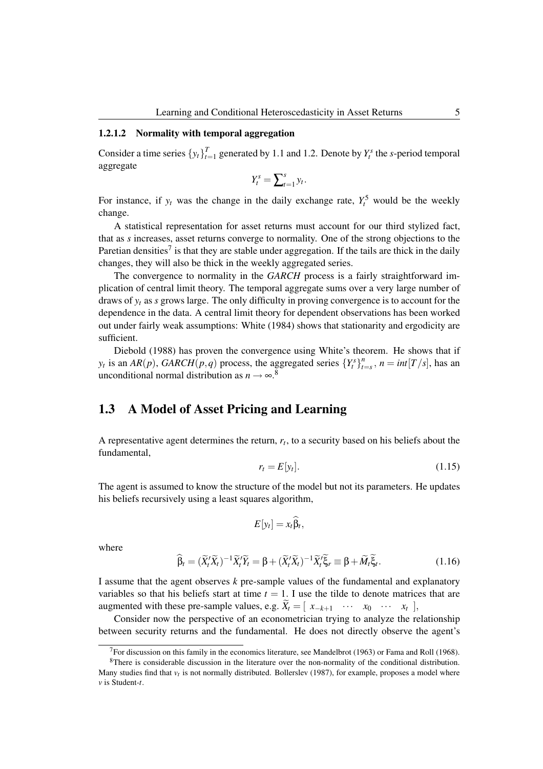#### 1.2.1.2 Normality with temporal aggregation

Consider a time series $\{y_t\}_{t=1}^{T}$ generated by 1.1 and 1.2. Denote by $Y_t^s$ the $s$-period temporal aggregate

$$Y_t^s = \sum_{t=1}^{s} y_t.$$

For instance, if $y_t$ was the change in the daily exchange rate, $Y_t^5$ would be the weekly change.

A statistical representation for asset returns must account for our third stylized fact, that as $s$ increases, asset returns converge to normality. One of the strong objections to the Paretian densities[7] is that they are stable under aggregation. If the tails are thick in the daily changes, they will also be thick in the weekly aggregated series.

The convergence to normality in the *GARCH* process is a fairly straightforward implication of central limit theory. The temporal aggregate sums over a very large number of draws of $y_t$ as $s$ grows large. The only difficulty in proving convergence is to account for the dependence in the data. A central limit theory for dependent observations has been worked out under fairly weak assumptions: White (1984) shows that stationarity and ergodicity are sufficient.

Diebold (1988) has proven the convergence using White's theorem. He shows that if $y_t$ is an $AR(p)$, $GARCH(p,q)$ process, the aggregated series $\{Y_t^s\}_{t=s}^{n}$, $n = int[T/s]$, has an unconditional normal distribution as $n \to \infty$.[8]

## 1.3 A Model of Asset Pricing and Learning

A representative agent determines the return, $r_t$, to a security based on his beliefs about the fundamental,

$$r_t = E[y_t]. \tag{1.15}$$

The agent is assumed to know the structure of the model but not its parameters. He updates his beliefs recursively using a least squares algorithm,

$$E[y_t] = x_t \widehat{\beta}_t,$$

where

$$\widehat{\beta}_t = (\widetilde{X}_t' \widetilde{X}_t)^{-1} \widetilde{X}_t' \widetilde{Y}_t = \beta + (\widetilde{X}_t' \widetilde{X}_t)^{-1} \widetilde{X}_t' \widetilde{\xi}_r \equiv \beta + \widetilde{M}_t \widetilde{\xi}_t. \tag{1.16}$$

I assume that the agent observes $k$ pre-sample values of the fundamental and explanatory variables so that his beliefs start at time $t = 1$. I use the tilde to denote matrices that are augmented with these pre-sample values, e.g. $\widetilde{X}_t = [\ x_{-k+1} \ \cdots \ x_0 \ \cdots \ x_t\ ]$,

Consider now the perspective of an econometrician trying to analyze the relationship between security returns and the fundamental. He does not directly observe the agent's

---

[7] For discussion on this family in the economics literature, see Mandelbrot (1963) or Fama and Roll (1968).

[8] There is considerable discussion in the literature over the non-normality of the conditional distribution. Many studies find that $v_t$ is not normally distributed. Bollerslev (1987), for example, proposes a model where $v$ is Student-$t$.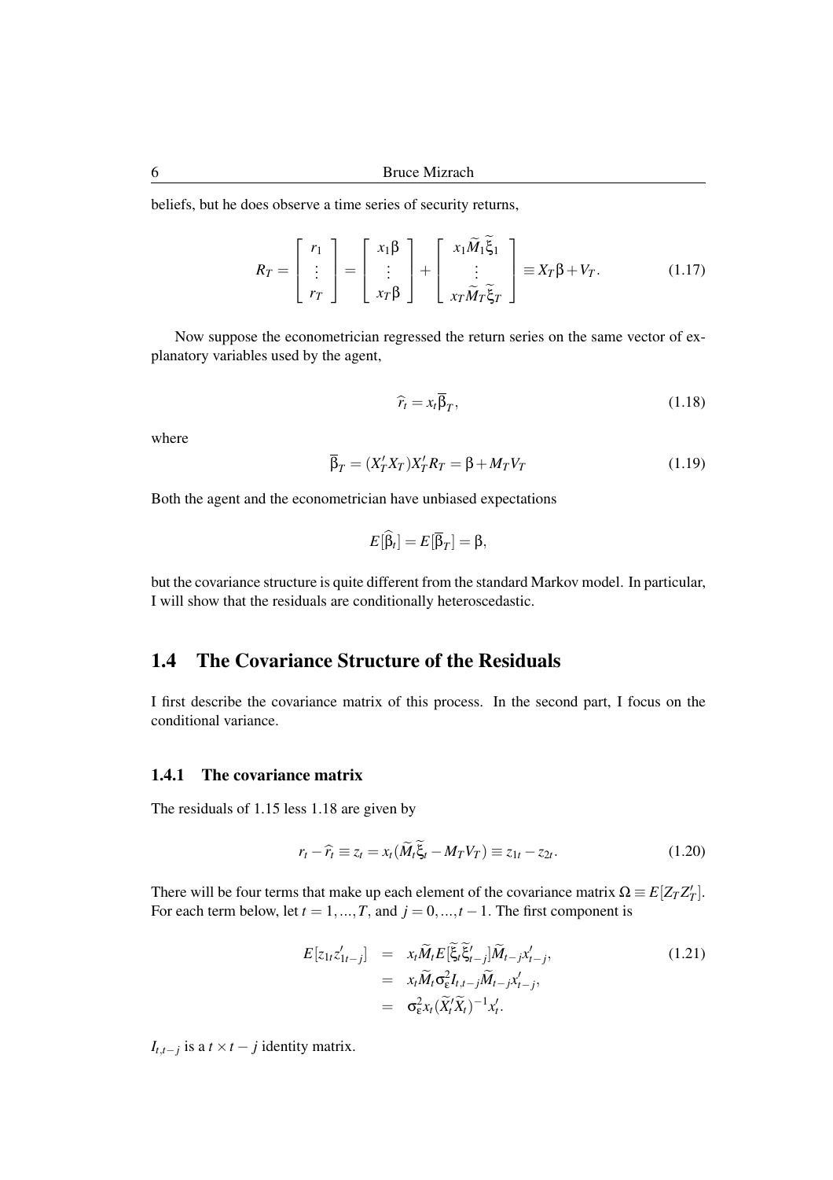beliefs, but he does observe a time series of security returns,

$$R_T = \begin{bmatrix} r_1 \\ \vdots \\ r_T \end{bmatrix} = \begin{bmatrix} x_1\beta \\ \vdots \\ x_T\beta \end{bmatrix} + \begin{bmatrix} x_1\widetilde{M}_1\widetilde{\xi}_1 \\ \vdots \\ x_T\widetilde{M}_T\widetilde{\xi}_T \end{bmatrix} \equiv X_T\beta + V_T. \tag{1.17}$$

Now suppose the econometrician regressed the return series on the same vector of explanatory variables used by the agent,

$$\widehat{r}_t = x_t\overline{\beta}_T, \tag{1.18}$$

where

$$\overline{\beta}_T = (X_T'X_T)X_T'R_T = \beta + M_TV_T \tag{1.19}$$

Both the agent and the econometrician have unbiased expectations

$$E[\widehat{\beta}_t] = E[\overline{\beta}_T] = \beta,$$

but the covariance structure is quite different from the standard Markov model. In particular, I will show that the residuals are conditionally heteroscedastic.

## 1.4 The Covariance Structure of the Residuals

I first describe the covariance matrix of this process. In the second part, I focus on the conditional variance.

### 1.4.1 The covariance matrix

The residuals of 1.15 less 1.18 are given by

$$r_t - \widehat{r}_t \equiv z_t = x_t(\widetilde{M}_t\widetilde{\xi}_t - M_TV_T) \equiv z_{1t} - z_{2t}. \tag{1.20}$$

There will be four terms that make up each element of the covariance matrix $\Omega \equiv E[Z_TZ_T']$. For each term below, let $t = 1, ..., T$, and $j = 0, ..., t-1$. The first component is

$$\begin{aligned} E[z_{1t}z_{1t-j}'] &= x_t\widetilde{M}_tE[\widetilde{\xi}_t\widetilde{\xi}_{t-j}']\widetilde{M}_{t-j}x_{t-j}', \\ &= x_t\widetilde{M}_t\sigma_\varepsilon^2 I_{t,t-j}\widetilde{M}_{t-j}x_{t-j}', \\ &= \sigma_\varepsilon^2 x_t(\widetilde{X}_t'\widetilde{X}_t)^{-1}x_t'. \end{aligned} \tag{1.21}$$

$I_{t,t-j}$ is a $t \times t-j$ identity matrix.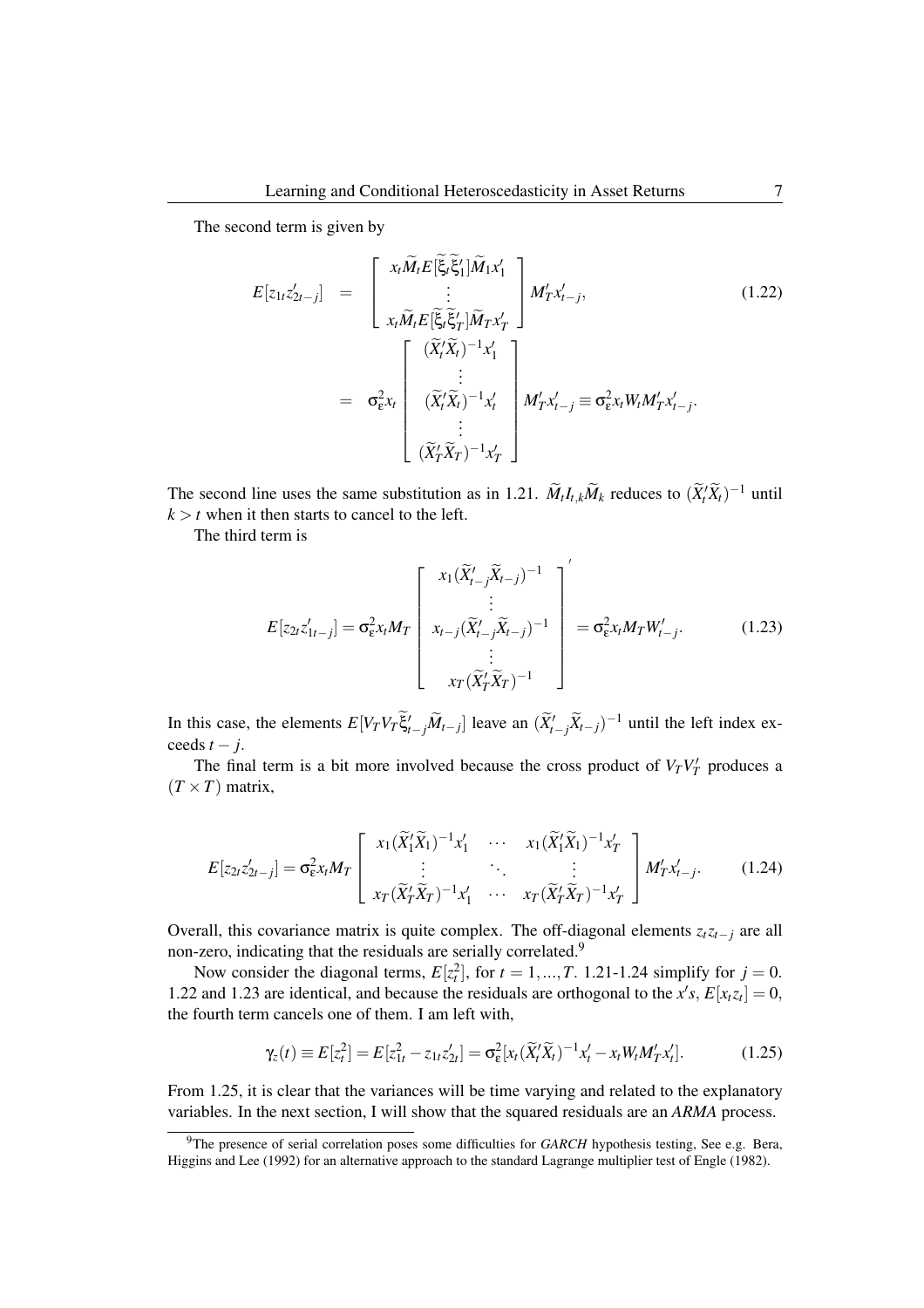The second term is given by

$$
\begin{aligned}
E[z_{1t}z'_{2t-j}] &= \begin{bmatrix} x_t\widetilde{M}_t E[\widetilde{\xi}_t\widetilde{\xi}'_1]\widetilde{M}_1 x'_1 \\ \vdots \\ x_t\widetilde{M}_t E[\widetilde{\xi}_t\widetilde{\xi}'_T]\widetilde{M}_T x'_T \end{bmatrix} M'_T x'_{t-j}, \qquad (1.22)\\
&= \sigma^2_\varepsilon x_t \begin{bmatrix} (\widetilde{X}'_t\widetilde{X}_t)^{-1}x'_1 \\ \vdots \\ (\widetilde{X}'_t\widetilde{X}_t)^{-1}x'_t \\ \vdots \\ (\widetilde{X}'_T\widetilde{X}_T)^{-1}x'_T \end{bmatrix} M'_T x'_{t-j} \equiv \sigma^2_\varepsilon x_t W_t M'_T x'_{t-j}.
\end{aligned}
$$

The second line uses the same substitution as in 1.21. $\widetilde{M}_t I_{t,k}\widetilde{M}_k$ reduces to $(\widetilde{X}'_t\widetilde{X}_t)^{-1}$ until $k > t$ when it then starts to cancel to the left.

The third term is

$$
E[z_{2t}z'_{1t-j}] = \sigma^2_\varepsilon x_t M_T \begin{bmatrix} x_1(\widetilde{X}'_{t-j}\widetilde{X}_{t-j})^{-1} \\ \vdots \\ x_{t-j}(\widetilde{X}'_{t-j}\widetilde{X}_{t-j})^{-1} \\ \vdots \\ x_T(\widetilde{X}'_T\widetilde{X}_T)^{-1} \end{bmatrix}' = \sigma^2_\varepsilon x_t M_T W'_{t-j}. \qquad (1.23)
$$

In this case, the elements $E[V_T V_T \widetilde{\xi}'_{t-j}\widetilde{M}_{t-j}]$ leave an $(\widetilde{X}'_{t-j}\widetilde{X}_{t-j})^{-1}$ until the left index exceeds $t-j$.

The final term is a bit more involved because the cross product of $V_T V'_T$ produces a $(T \times T)$ matrix,

$$
E[z_{2t}z'_{2t-j}] = \sigma^2_\varepsilon x_t M_T \begin{bmatrix} x_1(\widetilde{X}'_1\widetilde{X}_1)^{-1}x'_1 & \cdots & x_1(\widetilde{X}'_1\widetilde{X}_1)^{-1}x'_T \\ \vdots & \ddots & \vdots \\ x_T(\widetilde{X}'_T\widetilde{X}_T)^{-1}x'_1 & \cdots & x_T(\widetilde{X}'_T\widetilde{X}_T)^{-1}x'_T \end{bmatrix} M'_T x'_{t-j}. \qquad (1.24)
$$

Overall, this covariance matrix is quite complex. The off-diagonal elements $z_t z_{t-j}$ are all non-zero, indicating that the residuals are serially correlated.[9]

Now consider the diagonal terms, $E[z_t^2]$, for $t = 1, ..., T$. 1.21-1.24 simplify for $j = 0$. 1.22 and 1.23 are identical, and because the residuals are orthogonal to the $x's$, $E[x_t z_t] = 0$, the fourth term cancels one of them. I am left with,

$$
\gamma_z(t) \equiv E[z_t^2] = E[z_{1t}^2 - z_{1t}z'_{2t}] = \sigma^2_\varepsilon[x_t(\widetilde{X}'_t\widetilde{X}_t)^{-1}x'_t - x_t W_t M'_T x'_t]. \qquad (1.25)
$$

From 1.25, it is clear that the variances will be time varying and related to the explanatory variables. In the next section, I will show that the squared residuals are an *ARMA* process.

[9] The presence of serial correlation poses some difficulties for *GARCH* hypothesis testing, See e.g. Bera, Higgins and Lee (1992) for an alternative approach to the standard Lagrange multiplier test of Engle (1982).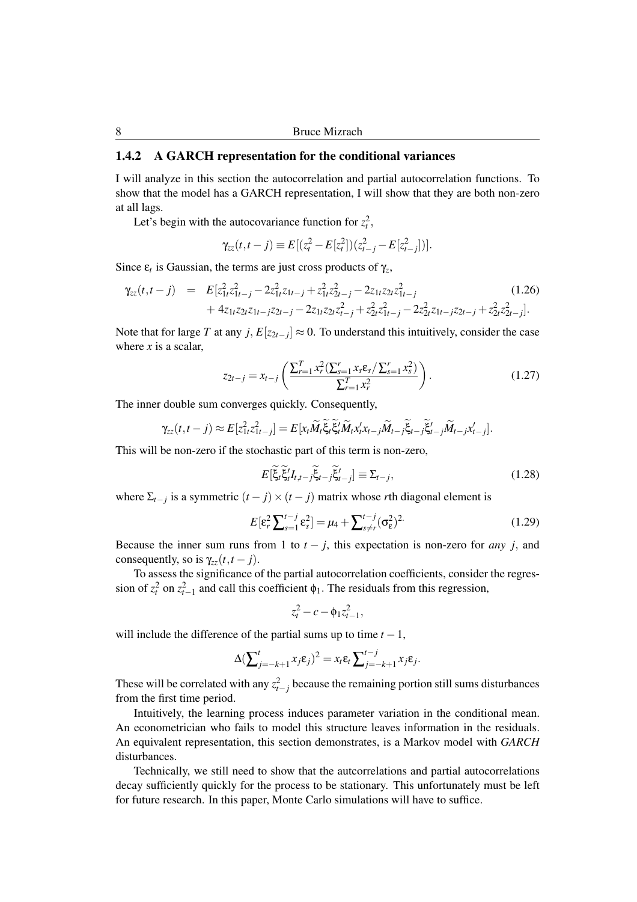### 1.4.2 A GARCH representation for the conditional variances

I will analyze in this section the autocorrelation and partial autocorrelation functions. To show that the model has a GARCH representation, I will show that they are both non-zero at all lags.

Let's begin with the autocovariance function for $z_t^2$,

$$\gamma_{zz}(t,t-j) \equiv E[(z_t^2 - E[z_t^2])(z_{t-j}^2 - E[z_{t-j}^2])].$$

Since $\varepsilon_t$ is Gaussian, the terms are just cross products of $\gamma_z$,

$$\begin{aligned} \gamma_{zz}(t,t-j) \quad = \quad & E[z_{1t}^2 z_{1t-j}^2 - 2z_{1t}^2 z_{1t-j} + z_{1t}^2 z_{2t-j}^2 - 2z_{1t} z_{2t} z_{1t-j}^2 \\ & + 4z_{1t} z_{2t} z_{1t-j} z_{2t-j} - 2z_{1t} z_{2t} z_{t-j}^2 + z_{2t}^2 z_{1t-j}^2 - 2z_{2t}^2 z_{1t-j} z_{2t-j} + z_{2t}^2 z_{2t-j}^2]. \end{aligned} \tag{1.26}$$

Note that for large $T$ at any $j$, $E[z_{2t-j}] \approx 0$. To understand this intuitively, consider the case where $x$ is a scalar,

$$z_{2t-j} = x_{t-j}\left(\frac{\sum_{r=1}^{T} x_r^2 (\sum_{s=1}^{r} x_s \varepsilon_s / \sum_{s=1}^{r} x_s^2)}{\sum_{r=1}^{T} x_r^2}\right). \tag{1.27}$$

The inner double sum converges quickly. Consequently,

$$\gamma_{zz}(t,t-j) \approx E[z_{1t}^2 z_{1t-j}^2] = E[x_t \widetilde{M}_t \widetilde{\xi}_t \widetilde{\xi}_t' \widetilde{M}_t x_t' x_{t-j} \widetilde{M}_{t-j} \widetilde{\xi}_{t-j} \widetilde{\xi}_{t-j}' \widetilde{M}_{t-j} x_{t-j}'].$$

This will be non-zero if the stochastic part of this term is non-zero,

$$E[\widetilde{\xi}_t \widetilde{\xi}_t' I_{t,t-j} \widetilde{\xi}_{t-j} \widetilde{\xi}_{t-j}'] \equiv \Sigma_{t-j}, \tag{1.28}$$

where $\Sigma_{t-j}$ is a symmetric $(t-j) \times (t-j)$ matrix whose $r$th diagonal element is

$$E[\varepsilon_r^2 \textstyle\sum_{s=1}^{t-j} \varepsilon_s^2] = \mu_4 + \sum_{s \neq r}^{t-j} (\sigma_\varepsilon^2)^{2.} \tag{1.29}$$

Because the inner sum runs from 1 to $t-j$, this expectation is non-zero for *any* $j$, and consequently, so is $\gamma_{zz}(t,t-j)$.

To assess the significance of the partial autocorrelation coefficients, consider the regression of $z_t^2$ on $z_{t-1}^2$ and call this coefficient $\phi_1$. The residuals from this regression,

$$z_t^2 - c - \phi_1 z_{t-1}^2,$$

will include the difference of the partial sums up to time $t-1$,

$$\Delta(\textstyle\sum_{j=-k+1}^{t} x_j \varepsilon_j)^2 = x_t \varepsilon_t \sum_{j=-k+1}^{t-j} x_j \varepsilon_j.$$

These will be correlated with any $z_{t-j}^2$ because the remaining portion still sums disturbances from the first time period.

Intuitively, the learning process induces parameter variation in the conditional mean. An econometrician who fails to model this structure leaves information in the residuals. An equivalent representation, this section demonstrates, is a Markov model with *GARCH* disturbances.

Technically, we still need to show that the autcorrelations and partial autocorrelations decay sufficiently quickly for the process to be stationary. This unfortunately must be left for future research. In this paper, Monte Carlo simulations will have to suffice.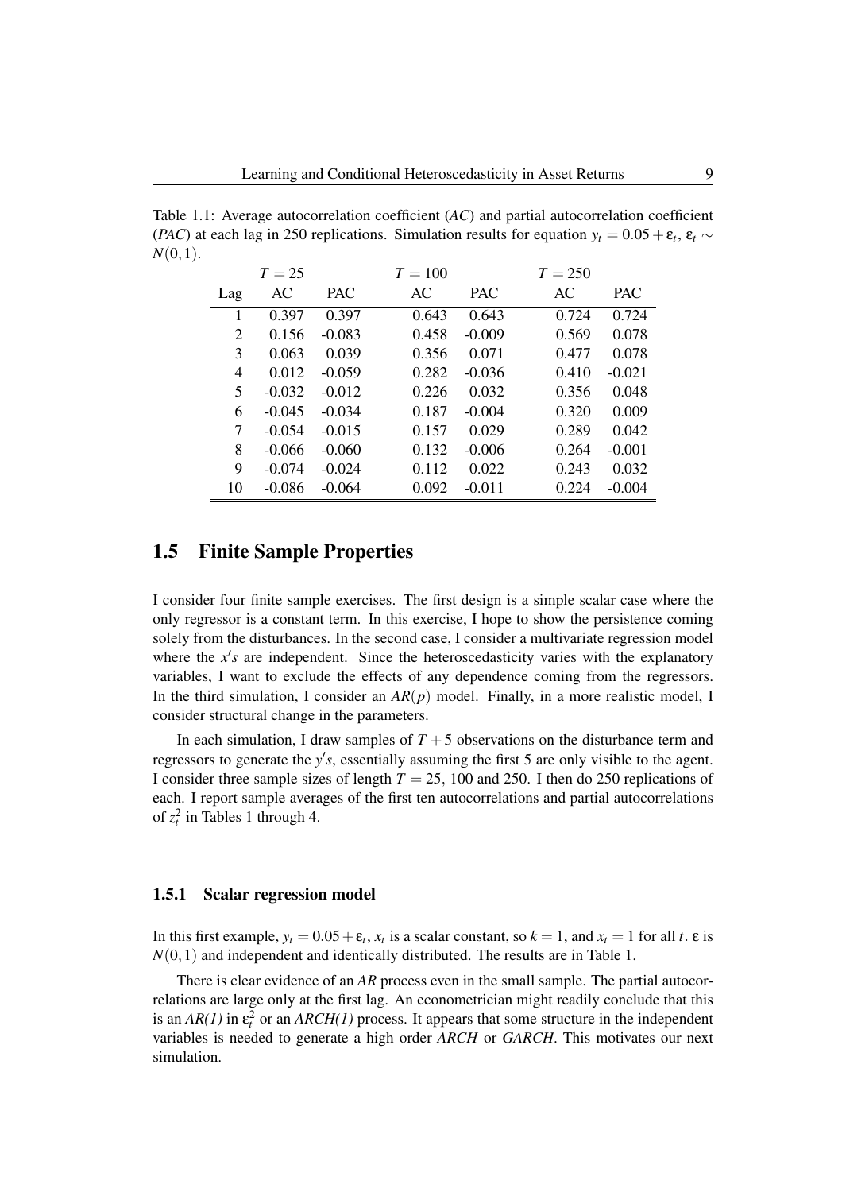Table 1.1: Average autocorrelation coefficient (*AC*) and partial autocorrelation coefficient (*PAC*) at each lag in 250 replications. Simulation results for equation $y_t = 0.05 + \varepsilon_t$, $\varepsilon_t \sim N(0,1)$.

| | $T = 25$ | | $T = 100$ | | $T = 250$ | |
|---|---|---|---|---|---|---|
| Lag | AC | PAC | AC | PAC | AC | PAC |
| 1 | 0.397 | 0.397 | 0.643 | 0.643 | 0.724 | 0.724 |
| 2 | 0.156 | -0.083 | 0.458 | -0.009 | 0.569 | 0.078 |
| 3 | 0.063 | 0.039 | 0.356 | 0.071 | 0.477 | 0.078 |
| 4 | 0.012 | -0.059 | 0.282 | -0.036 | 0.410 | -0.021 |
| 5 | -0.032 | -0.012 | 0.226 | 0.032 | 0.356 | 0.048 |
| 6 | -0.045 | -0.034 | 0.187 | -0.004 | 0.320 | 0.009 |
| 7 | -0.054 | -0.015 | 0.157 | 0.029 | 0.289 | 0.042 |
| 8 | -0.066 | -0.060 | 0.132 | -0.006 | 0.264 | -0.001 |
| 9 | -0.074 | -0.024 | 0.112 | 0.022 | 0.243 | 0.032 |
| 10 | -0.086 | -0.064 | 0.092 | -0.011 | 0.224 | -0.004 |

## 1.5 Finite Sample Properties

I consider four finite sample exercises. The first design is a simple scalar case where the only regressor is a constant term. In this exercise, I hope to show the persistence coming solely from the disturbances. In the second case, I consider a multivariate regression model where the $x's$ are independent. Since the heteroscedasticity varies with the explanatory variables, I want to exclude the effects of any dependence coming from the regressors. In the third simulation, I consider an $AR(p)$ model. Finally, in a more realistic model, I consider structural change in the parameters.

In each simulation, I draw samples of $T + 5$ observations on the disturbance term and regressors to generate the $y's$, essentially assuming the first 5 are only visible to the agent. I consider three sample sizes of length $T = 25$, 100 and 250. I then do 250 replications of each. I report sample averages of the first ten autocorrelations and partial autocorrelations of $z_t^2$ in Tables 1 through 4.

### 1.5.1 Scalar regression model

In this first example, $y_t = 0.05 + \varepsilon_t$, $x_t$ is a scalar constant, so $k = 1$, and $x_t = 1$ for all $t$. $\varepsilon$ is $N(0,1)$ and independent and identically distributed. The results are in Table 1.

There is clear evidence of an *AR* process even in the small sample. The partial autocorrelations are large only at the first lag. An econometrician might readily conclude that this is an *AR(1)* in $\varepsilon_t^2$ or an *ARCH(1)* process. It appears that some structure in the independent variables is needed to generate a high order *ARCH* or *GARCH*. This motivates our next simulation.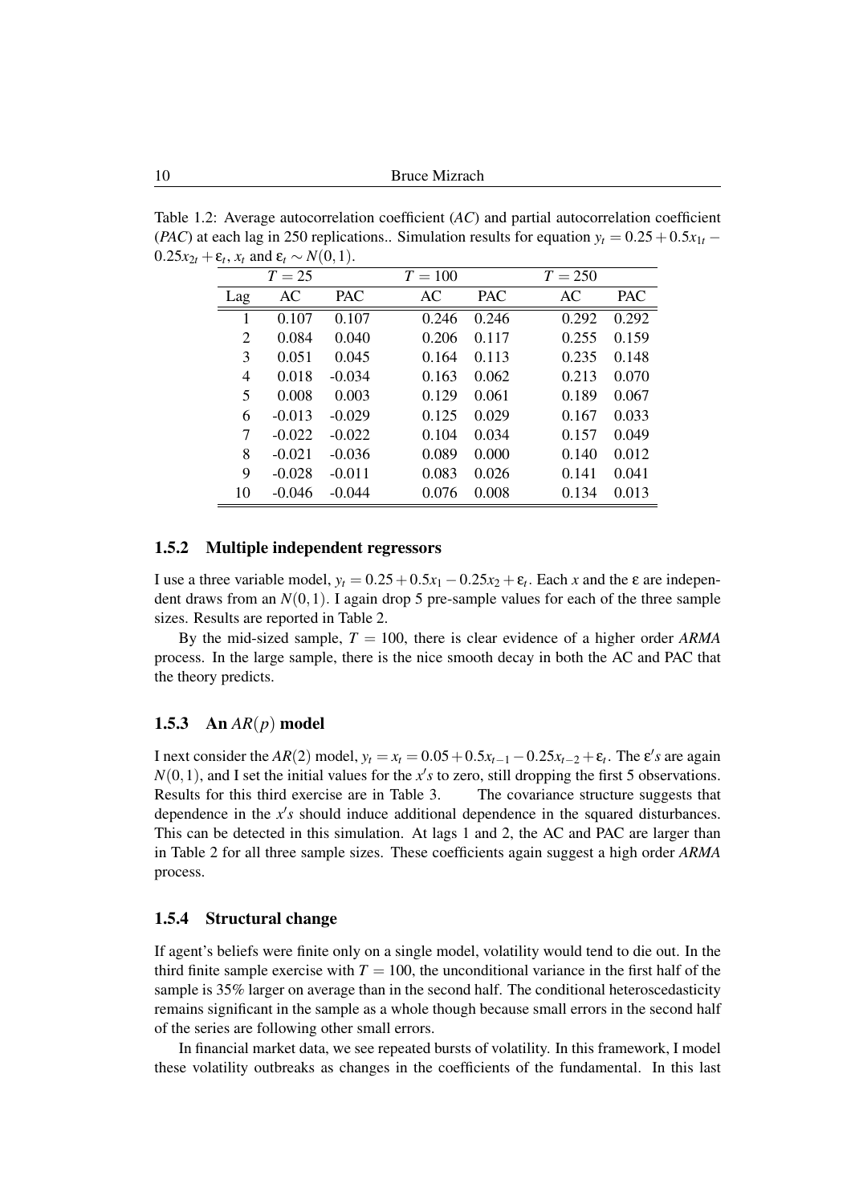Table 1.2: Average autocorrelation coefficient (*AC*) and partial autocorrelation coefficient (*PAC*) at each lag in 250 replications.. Simulation results for equation $y_t = 0.25 + 0.5x_{1t} - 0.25x_{2t} + \varepsilon_t$, $x_t$ and $\varepsilon_t \sim N(0,1)$.

| | $T = 25$ | | $T = 100$ | | $T = 250$ | |
|---|---|---|---|---|---|---|
| Lag | AC | PAC | AC | PAC | AC | PAC |
| 1 | 0.107 | 0.107 | 0.246 | 0.246 | 0.292 | 0.292 |
| 2 | 0.084 | 0.040 | 0.206 | 0.117 | 0.255 | 0.159 |
| 3 | 0.051 | 0.045 | 0.164 | 0.113 | 0.235 | 0.148 |
| 4 | 0.018 | -0.034 | 0.163 | 0.062 | 0.213 | 0.070 |
| 5 | 0.008 | 0.003 | 0.129 | 0.061 | 0.189 | 0.067 |
| 6 | -0.013 | -0.029 | 0.125 | 0.029 | 0.167 | 0.033 |
| 7 | -0.022 | -0.022 | 0.104 | 0.034 | 0.157 | 0.049 |
| 8 | -0.021 | -0.036 | 0.089 | 0.000 | 0.140 | 0.012 |
| 9 | -0.028 | -0.011 | 0.083 | 0.026 | 0.141 | 0.041 |
| 10 | -0.046 | -0.044 | 0.076 | 0.008 | 0.134 | 0.013 |

### 1.5.2 Multiple independent regressors

I use a three variable model, $y_t = 0.25 + 0.5x_1 - 0.25x_2 + \varepsilon_t$. Each $x$ and the $\varepsilon$ are independent draws from an $N(0,1)$. I again drop 5 pre-sample values for each of the three sample sizes. Results are reported in Table 2.

By the mid-sized sample, $T = 100$, there is clear evidence of a higher order *ARMA* process. In the large sample, there is the nice smooth decay in both the AC and PAC that the theory predicts.

### 1.5.3 An $AR(p)$ model

I next consider the $AR(2)$ model, $y_t = x_t = 0.05 + 0.5x_{t-1} - 0.25x_{t-2} + \varepsilon_t$. The $\varepsilon' s$ are again $N(0,1)$, and I set the initial values for the $x' s$ to zero, still dropping the first 5 observations. Results for this third exercise are in Table 3. The covariance structure suggests that dependence in the $x' s$ should induce additional dependence in the squared disturbances. This can be detected in this simulation. At lags 1 and 2, the AC and PAC are larger than in Table 2 for all three sample sizes. These coefficients again suggest a high order *ARMA* process.

### 1.5.4 Structural change

If agent's beliefs were finite only on a single model, volatility would tend to die out. In the third finite sample exercise with $T = 100$, the unconditional variance in the first half of the sample is 35% larger on average than in the second half. The conditional heteroscedasticity remains significant in the sample as a whole though because small errors in the second half of the series are following other small errors.

In financial market data, we see repeated bursts of volatility. In this framework, I model these volatility outbreaks as changes in the coefficients of the fundamental. In this last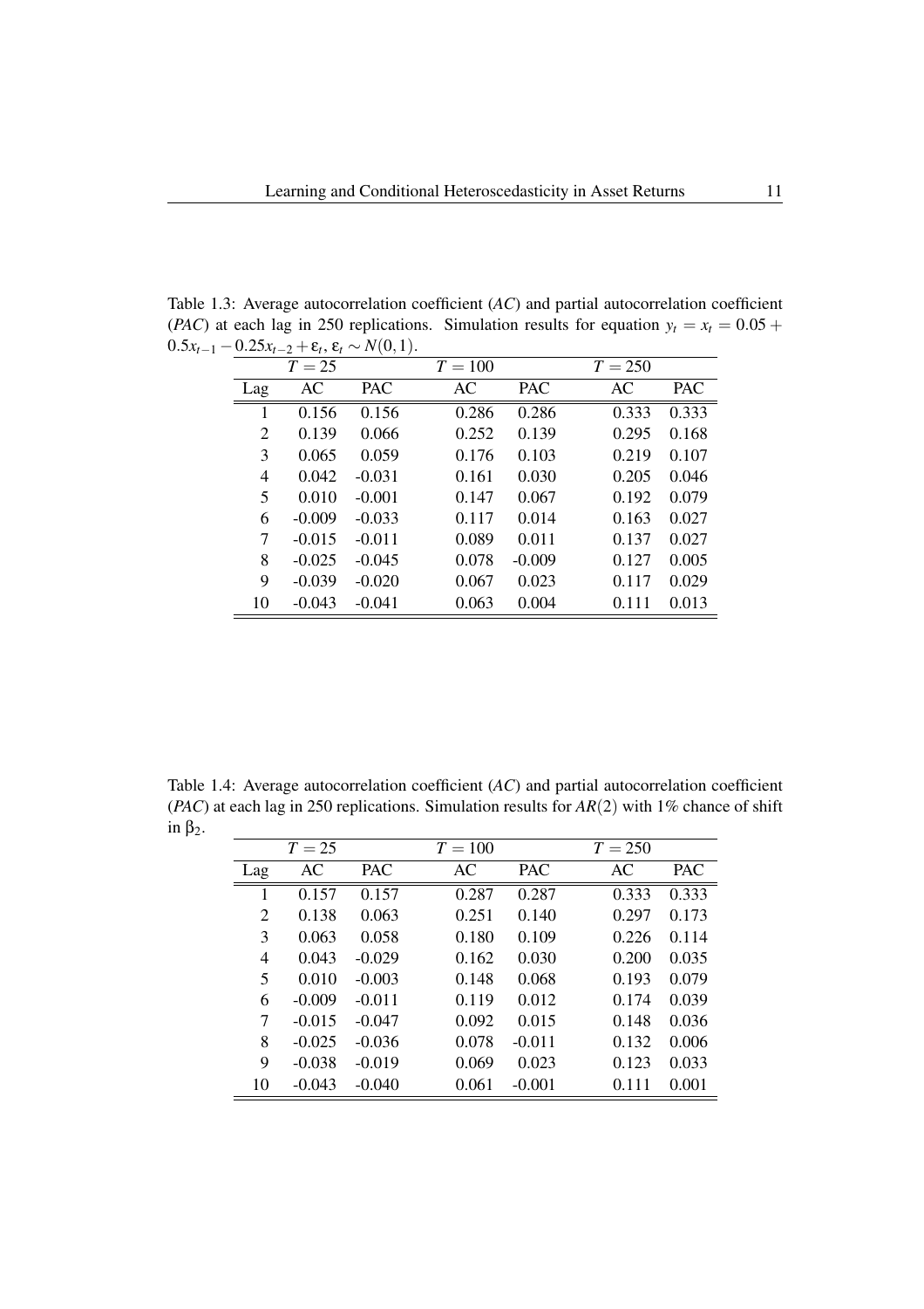Table 1.3: Average autocorrelation coefficient (*AC*) and partial autocorrelation coefficient (*PAC*) at each lag in 250 replications. Simulation results for equation $y_t = x_t = 0.05 + 0.5x_{t-1} - 0.25x_{t-2} + \varepsilon_t$, $\varepsilon_t \sim N(0,1)$.

| | $T = 25$ | | $T = 100$ | | $T = 250$ | |
|---|---|---|---|---|---|---|
| Lag | AC | PAC | AC | PAC | AC | PAC |
| 1 | 0.156 | 0.156 | 0.286 | 0.286 | 0.333 | 0.333 |
| 2 | 0.139 | 0.066 | 0.252 | 0.139 | 0.295 | 0.168 |
| 3 | 0.065 | 0.059 | 0.176 | 0.103 | 0.219 | 0.107 |
| 4 | 0.042 | -0.031 | 0.161 | 0.030 | 0.205 | 0.046 |
| 5 | 0.010 | -0.001 | 0.147 | 0.067 | 0.192 | 0.079 |
| 6 | -0.009 | -0.033 | 0.117 | 0.014 | 0.163 | 0.027 |
| 7 | -0.015 | -0.011 | 0.089 | 0.011 | 0.137 | 0.027 |
| 8 | -0.025 | -0.045 | 0.078 | -0.009 | 0.127 | 0.005 |
| 9 | -0.039 | -0.020 | 0.067 | 0.023 | 0.117 | 0.029 |
| 10 | -0.043 | -0.041 | 0.063 | 0.004 | 0.111 | 0.013 |

Table 1.4: Average autocorrelation coefficient (*AC*) and partial autocorrelation coefficient (*PAC*) at each lag in 250 replications. Simulation results for $AR(2)$ with 1% chance of shift in $\beta_2$.

| | $T = 25$ | | $T = 100$ | | $T = 250$ | |
|---|---|---|---|---|---|---|
| Lag | AC | PAC | AC | PAC | AC | PAC |
| 1 | 0.157 | 0.157 | 0.287 | 0.287 | 0.333 | 0.333 |
| 2 | 0.138 | 0.063 | 0.251 | 0.140 | 0.297 | 0.173 |
| 3 | 0.063 | 0.058 | 0.180 | 0.109 | 0.226 | 0.114 |
| 4 | 0.043 | -0.029 | 0.162 | 0.030 | 0.200 | 0.035 |
| 5 | 0.010 | -0.003 | 0.148 | 0.068 | 0.193 | 0.079 |
| 6 | -0.009 | -0.011 | 0.119 | 0.012 | 0.174 | 0.039 |
| 7 | -0.015 | -0.047 | 0.092 | 0.015 | 0.148 | 0.036 |
| 8 | -0.025 | -0.036 | 0.078 | -0.011 | 0.132 | 0.006 |
| 9 | -0.038 | -0.019 | 0.069 | 0.023 | 0.123 | 0.033 |
| 10 | -0.043 | -0.040 | 0.061 | -0.001 | 0.111 | 0.001 |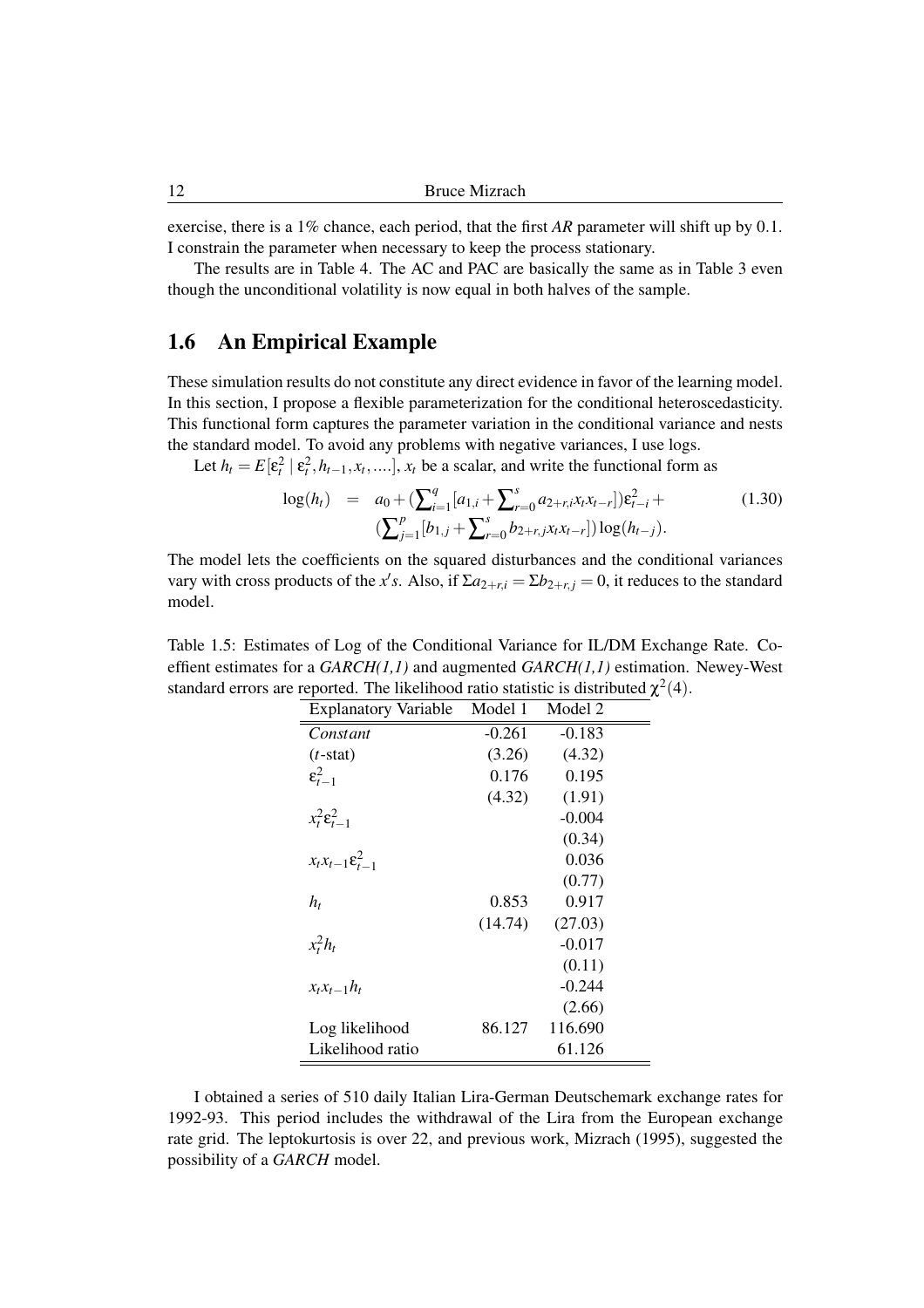exercise, there is a 1% chance, each period, that the first *AR* parameter will shift up by 0.1. I constrain the parameter when necessary to keep the process stationary.

The results are in Table 4. The AC and PAC are basically the same as in Table 3 even though the unconditional volatility is now equal in both halves of the sample.

## 1.6 An Empirical Example

These simulation results do not constitute any direct evidence in favor of the learning model. In this section, I propose a flexible parameterization for the conditional heteroscedasticity. This functional form captures the parameter variation in the conditional variance and nests the standard model. To avoid any problems with negative variances, I use logs.

Let $h_t = E[\varepsilon_t^2 \mid \varepsilon_t^2, h_{t-1}, x_t, ....]$, $x_t$ be a scalar, and write the functional form as

$$\begin{aligned} \log(h_t) &= a_0 + (\textstyle\sum_{i=1}^{q}[a_{1,i} + \sum_{r=0}^{s} a_{2+r,i} x_t x_{t-r}])\varepsilon_{t-i}^2 + \\ &\quad (\textstyle\sum_{j=1}^{p}[b_{1,j} + \sum_{r=0}^{s} b_{2+r,j} x_t x_{t-r}]) \log(h_{t-j}). \end{aligned} \tag{1.30}$$

The model lets the coefficients on the squared disturbances and the conditional variances vary with cross products of the $x's$. Also, if $\Sigma a_{2+r,i} = \Sigma b_{2+r,j} = 0$, it reduces to the standard model.

Table 1.5: Estimates of Log of the Conditional Variance for IL/DM Exchange Rate. Coeffient estimates for a *GARCH(1,1)* and augmented *GARCH(1,1)* estimation. Newey-West standard errors are reported. The likelihood ratio statistic is distributed $\chi^2(4)$.

| Explanatory Variable | Model 1 | Model 2 |
|---|---|---|
| *Constant* | -0.261 | -0.183 |
| ($t$-stat) | (3.26) | (4.32) |
| $\varepsilon_{t-1}^2$ | 0.176 | 0.195 |
| | (4.32) | (1.91) |
| $x_t^2 \varepsilon_{t-1}^2$ | | -0.004 |
| | | (0.34) |
| $x_t x_{t-1} \varepsilon_{t-1}^2$ | | 0.036 |
| | | (0.77) |
| $h_t$ | 0.853 | 0.917 |
| | (14.74) | (27.03) |
| $x_t^2 h_t$ | | -0.017 |
| | | (0.11) |
| $x_t x_{t-1} h_t$ | | -0.244 |
| | | (2.66) |
| Log likelihood | 86.127 | 116.690 |
| Likelihood ratio | | 61.126 |

I obtained a series of 510 daily Italian Lira-German Deutschemark exchange rates for 1992-93. This period includes the withdrawal of the Lira from the European exchange rate grid. The leptokurtosis is over 22, and previous work, Mizrach (1995), suggested the possibility of a *GARCH* model.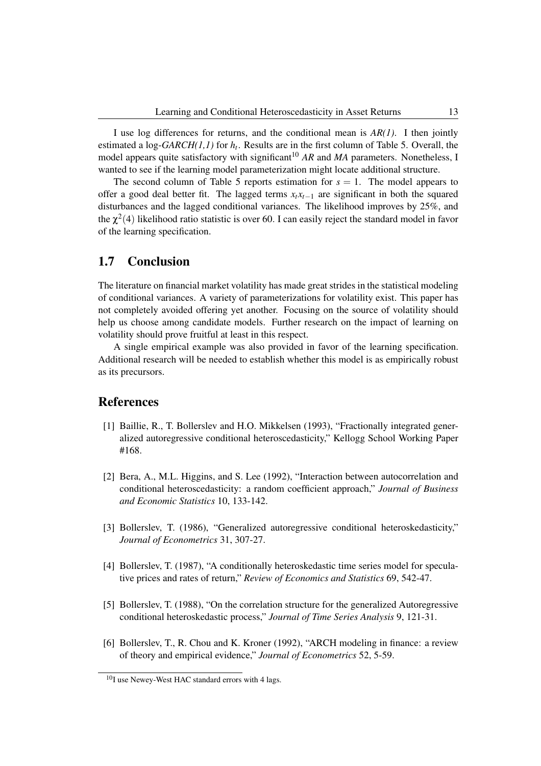I use log differences for returns, and the conditional mean is *AR(1)*. I then jointly estimated a log-*GARCH(1,1)* for $h_t$. Results are in the first column of Table 5. Overall, the model appears quite satisfactory with significant[10] *AR* and *MA* parameters. Nonetheless, I wanted to see if the learning model parameterization might locate additional structure.

The second column of Table 5 reports estimation for $s = 1$. The model appears to offer a good deal better fit. The lagged terms $x_t x_{t-1}$ are significant in both the squared disturbances and the lagged conditional variances. The likelihood improves by 25%, and the $\chi^2(4)$ likelihood ratio statistic is over 60. I can easily reject the standard model in favor of the learning specification.

## 1.7 Conclusion

The literature on financial market volatility has made great strides in the statistical modeling of conditional variances. A variety of parameterizations for volatility exist. This paper has not completely avoided offering yet another. Focusing on the source of volatility should help us choose among candidate models. Further research on the impact of learning on volatility should prove fruitful at least in this respect.

A single empirical example was also provided in favor of the learning specification. Additional research will be needed to establish whether this model is as empirically robust as its precursors.

## References

[1] Baillie, R., T. Bollerslev and H.O. Mikkelsen (1993), "Fractionally integrated generalized autoregressive conditional heteroscedasticity," Kellogg School Working Paper #168.

[2] Bera, A., M.L. Higgins, and S. Lee (1992), "Interaction between autocorrelation and conditional heteroscedasticity: a random coefficient approach," *Journal of Business and Economic Statistics* 10, 133-142.

[3] Bollerslev, T. (1986), "Generalized autoregressive conditional heteroskedasticity," *Journal of Econometrics* 31, 307-27.

[4] Bollerslev, T. (1987), "A conditionally heteroskedastic time series model for speculative prices and rates of return," *Review of Economics and Statistics* 69, 542-47.

[5] Bollerslev, T. (1988), "On the correlation structure for the generalized Autoregressive conditional heteroskedastic process," *Journal of Time Series Analysis* 9, 121-31.

[6] Bollerslev, T., R. Chou and K. Kroner (1992), "ARCH modeling in finance: a review of theory and empirical evidence," *Journal of Econometrics* 52, 5-59.

[10] I use Newey-West HAC standard errors with 4 lags.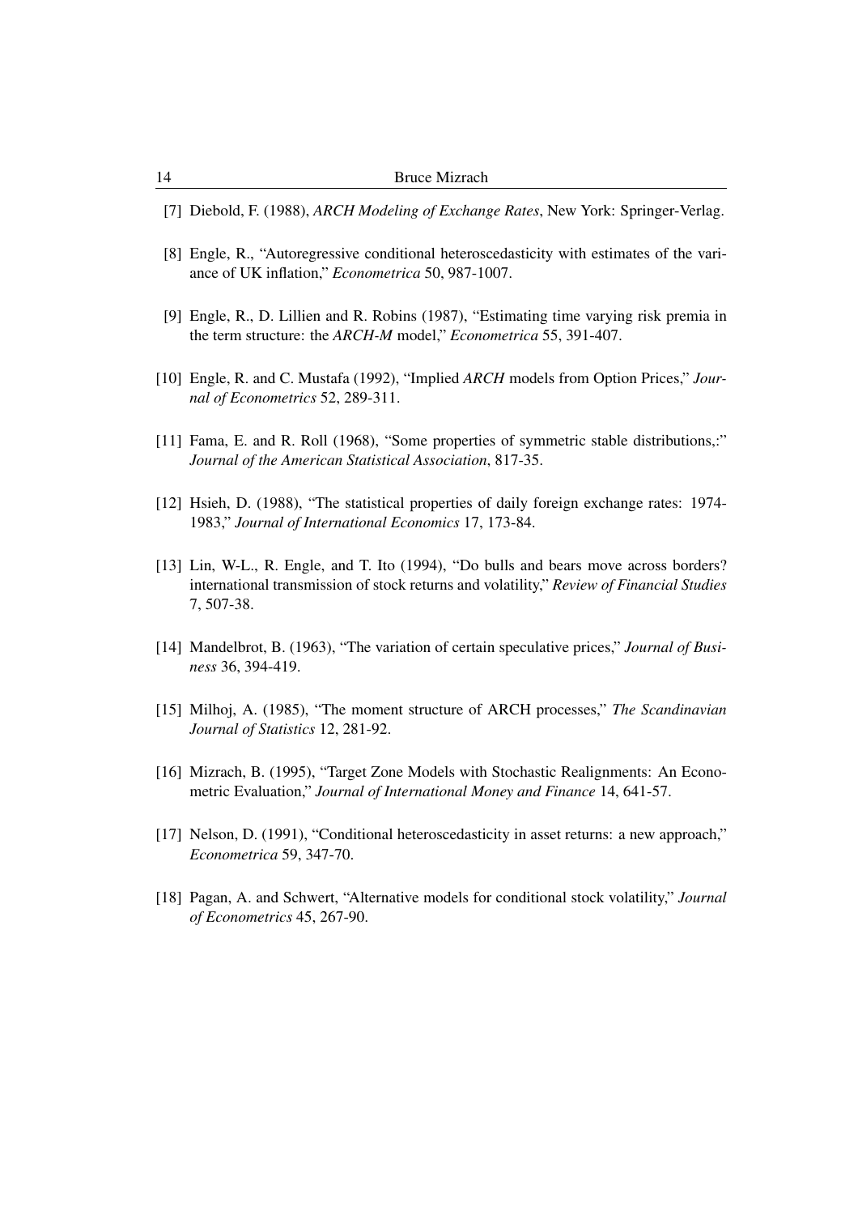[7] Diebold, F. (1988), *ARCH Modeling of Exchange Rates*, New York: Springer-Verlag.

[8] Engle, R., "Autoregressive conditional heteroscedasticity with estimates of the variance of UK inflation," *Econometrica* 50, 987-1007.

[9] Engle, R., D. Lillien and R. Robins (1987), "Estimating time varying risk premia in the term structure: the *ARCH-M* model," *Econometrica* 55, 391-407.

[10] Engle, R. and C. Mustafa (1992), "Implied *ARCH* models from Option Prices," *Journal of Econometrics* 52, 289-311.

[11] Fama, E. and R. Roll (1968), "Some properties of symmetric stable distributions,:" *Journal of the American Statistical Association*, 817-35.

[12] Hsieh, D. (1988), "The statistical properties of daily foreign exchange rates: 1974-1983," *Journal of International Economics* 17, 173-84.

[13] Lin, W-L., R. Engle, and T. Ito (1994), "Do bulls and bears move across borders? international transmission of stock returns and volatility," *Review of Financial Studies* 7, 507-38.

[14] Mandelbrot, B. (1963), "The variation of certain speculative prices," *Journal of Business* 36, 394-419.

[15] Milhoj, A. (1985), "The moment structure of ARCH processes," *The Scandinavian Journal of Statistics* 12, 281-92.

[16] Mizrach, B. (1995), "Target Zone Models with Stochastic Realignments: An Econometric Evaluation," *Journal of International Money and Finance* 14, 641-57.

[17] Nelson, D. (1991), "Conditional heteroscedasticity in asset returns: a new approach," *Econometrica* 59, 347-70.

[18] Pagan, A. and Schwert, "Alternative models for conditional stock volatility," *Journal of Econometrics* 45, 267-90.